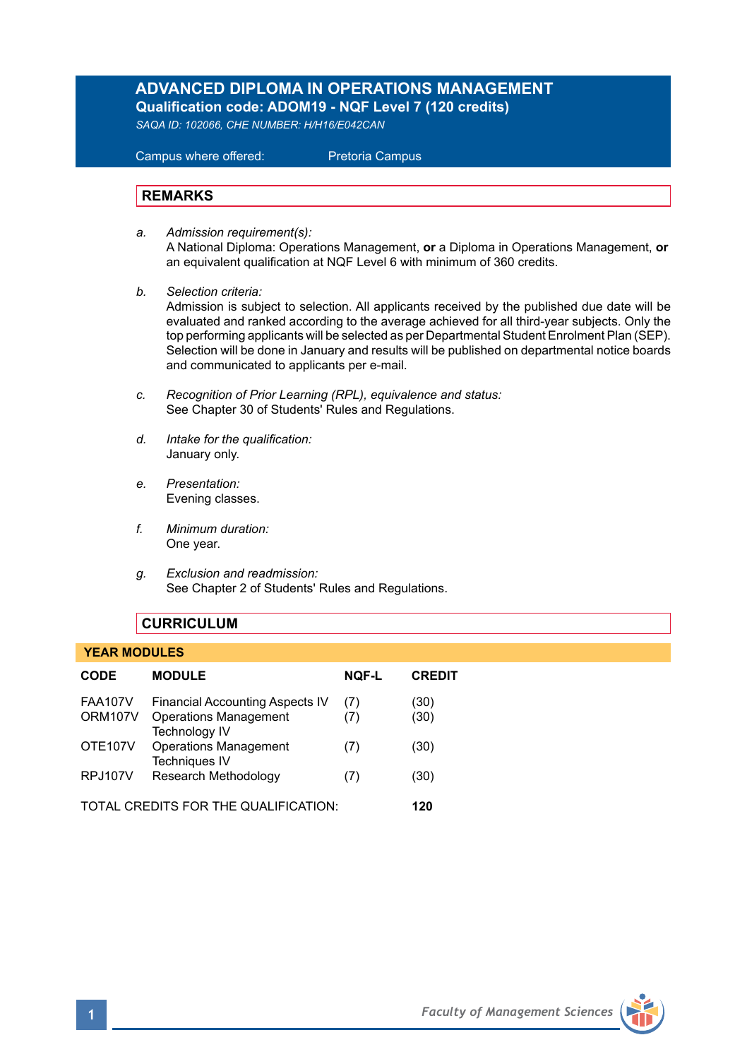# ADVANCED DIPLOMA IN OPERATIONS MANAGEMENT

**Qualification code: ADOM19 - NQF Level 7 (120 credits)**

*SAQA ID: 102066, CHE NUMBER: H/H16/E042CAN*

Campus where offered: Pretoria Campus

## REMARKS

a. *Admission requirement(s):*
A National Diploma: Operations Management, **or** a Diploma in Operations Management, **or** an equivalent qualification at NQF Level 6 with minimum of 360 credits.

b. *Selection criteria:*
Admission is subject to selection. All applicants received by the published due date will be evaluated and ranked according to the average achieved for all third-year subjects. Only the top performing applicants will be selected as per Departmental Student Enrolment Plan (SEP). Selection will be done in January and results will be published on departmental notice boards and communicated to applicants per e-mail.

c. *Recognition of Prior Learning (RPL), equivalence and status:*
See Chapter 30 of Students' Rules and Regulations.

d. *Intake for the qualification:*
January only.

e. *Presentation:*
Evening classes.

f. *Minimum duration:*
One year.

g. *Exclusion and readmission:*
See Chapter 2 of Students' Rules and Regulations.

## CURRICULUM

### YEAR MODULES

| CODE | MODULE | NQF-L | CREDIT |
|---|---|---|---|
| FAA107V | Financial Accounting Aspects IV | (7) | (30) |
| ORM107V | Operations Management Technology IV | (7) | (30) |
| OTE107V | Operations Management Techniques IV | (7) | (30) |
| RPJ107V | Research Methodology | (7) | (30) |

TOTAL CREDITS FOR THE QUALIFICATION: **120**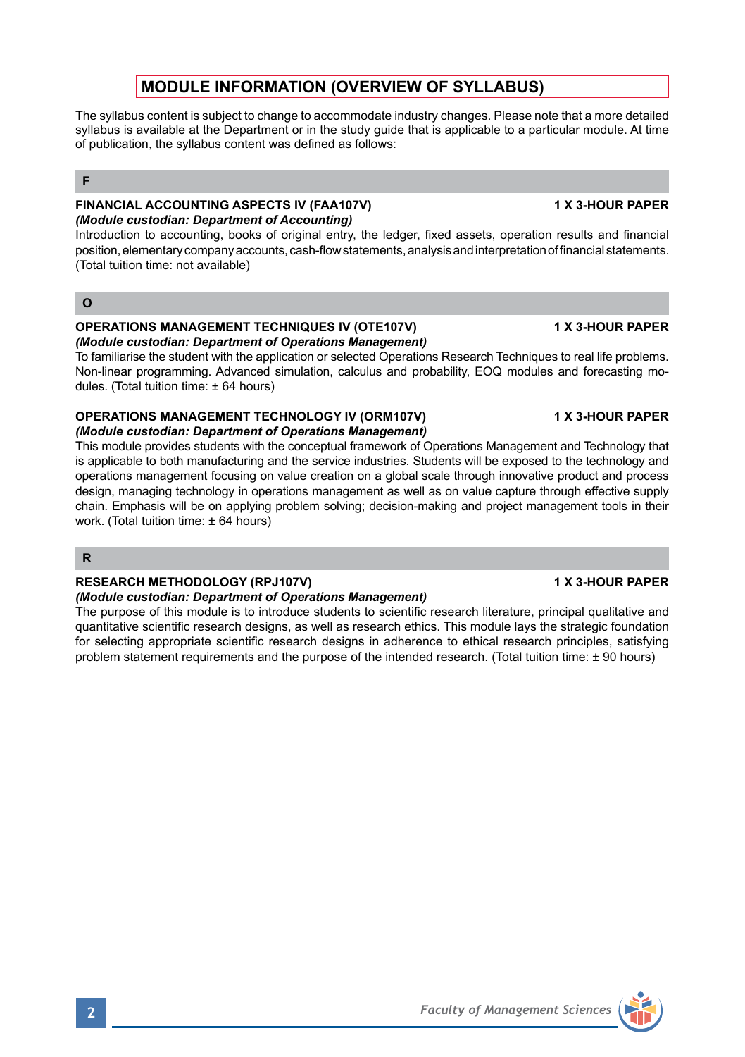# MODULE INFORMATION (OVERVIEW OF SYLLABUS)

The syllabus content is subject to change to accommodate industry changes. Please note that a more detailed syllabus is available at the Department or in the study guide that is applicable to a particular module. At time of publication, the syllabus content was defined as follows:

## F

### FINANCIAL ACCOUNTING ASPECTS IV (FAA107V) — 1 X 3-HOUR PAPER

***(Module custodian: Department of Accounting)***

Introduction to accounting, books of original entry, the ledger, fixed assets, operation results and financial position, elementary company accounts, cash-flow statements, analysis and interpretation of financial statements. (Total tuition time: not available)

## O

### OPERATIONS MANAGEMENT TECHNIQUES IV (OTE107V) — 1 X 3-HOUR PAPER

***(Module custodian: Department of Operations Management)***

To familiarise the student with the application or selected Operations Research Techniques to real life problems. Non-linear programming. Advanced simulation, calculus and probability, EOQ modules and forecasting modules. (Total tuition time: ± 64 hours)

### OPERATIONS MANAGEMENT TECHNOLOGY IV (ORM107V) — 1 X 3-HOUR PAPER

***(Module custodian: Department of Operations Management)***

This module provides students with the conceptual framework of Operations Management and Technology that is applicable to both manufacturing and the service industries. Students will be exposed to the technology and operations management focusing on value creation on a global scale through innovative product and process design, managing technology in operations management as well as on value capture through effective supply chain. Emphasis will be on applying problem solving; decision-making and project management tools in their work. (Total tuition time: ± 64 hours)

## R

### RESEARCH METHODOLOGY (RPJ107V) — 1 X 3-HOUR PAPER

***(Module custodian: Department of Operations Management)***

The purpose of this module is to introduce students to scientific research literature, principal qualitative and quantitative scientific research designs, as well as research ethics. This module lays the strategic foundation for selecting appropriate scientific research designs in adherence to ethical research principles, satisfying problem statement requirements and the purpose of the intended research. (Total tuition time: ± 90 hours)